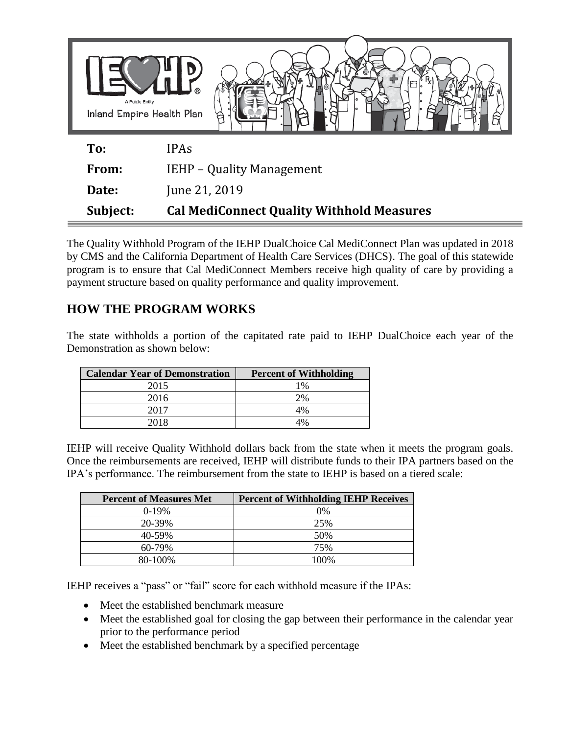IEHP

A Public Entity

Inland Empire Health Plan

| | |
|---|---|
| **To:** | IPAs |
| **From:** | IEHP – Quality Management |
| **Date:** | June 21, 2019 |
| **Subject:** | **Cal MediConnect Quality Withhold Measures** |

The Quality Withhold Program of the IEHP DualChoice Cal MediConnect Plan was updated in 2018 by CMS and the California Department of Health Care Services (DHCS). The goal of this statewide program is to ensure that Cal MediConnect Members receive high quality of care by providing a payment structure based on quality performance and quality improvement.

## HOW THE PROGRAM WORKS

The state withholds a portion of the capitated rate paid to IEHP DualChoice each year of the Demonstration as shown below:

| Calendar Year of Demonstration | Percent of Withholding |
|---|---|
| 2015 | 1% |
| 2016 | 2% |
| 2017 | 4% |
| 2018 | 4% |

IEHP will receive Quality Withhold dollars back from the state when it meets the program goals. Once the reimbursements are received, IEHP will distribute funds to their IPA partners based on the IPA's performance. The reimbursement from the state to IEHP is based on a tiered scale:

| Percent of Measures Met | Percent of Withholding IEHP Receives |
|---|---|
| 0-19% | 0% |
| 20-39% | 25% |
| 40-59% | 50% |
| 60-79% | 75% |
| 80-100% | 100% |

IEHP receives a "pass" or "fail" score for each withhold measure if the IPAs:

- Meet the established benchmark measure
- Meet the established goal for closing the gap between their performance in the calendar year prior to the performance period
- Meet the established benchmark by a specified percentage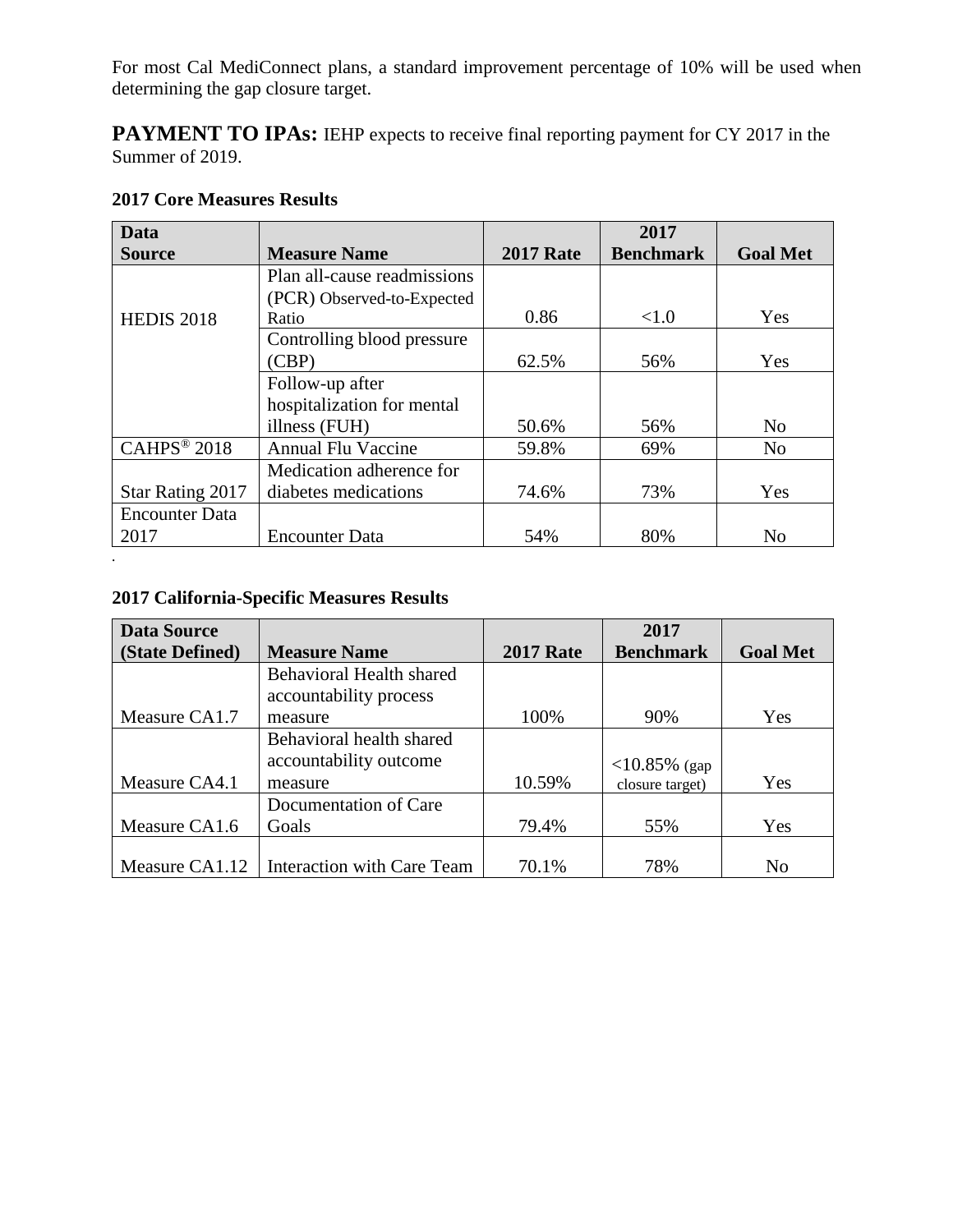For most Cal MediConnect plans, a standard improvement percentage of 10% will be used when determining the gap closure target.

**PAYMENT TO IPAs:** IEHP expects to receive final reporting payment for CY 2017 in the Summer of 2019.

**2017 Core Measures Results**

| Data Source | Measure Name | 2017 Rate | 2017 Benchmark | Goal Met |
|---|---|---|---|---|
| HEDIS 2018 | Plan all-cause readmissions (PCR) Observed-to-Expected Ratio | 0.86 | <1.0 | Yes |
| | Controlling blood pressure (CBP) | 62.5% | 56% | Yes |
| | Follow-up after hospitalization for mental illness (FUH) | 50.6% | 56% | No |
| CAHPS® 2018 | Annual Flu Vaccine | 59.8% | 69% | No |
| Star Rating 2017 | Medication adherence for diabetes medications | 74.6% | 73% | Yes |
| Encounter Data 2017 | Encounter Data | 54% | 80% | No |

**2017 California-Specific Measures Results**

| Data Source (State Defined) | Measure Name | 2017 Rate | 2017 Benchmark | Goal Met |
|---|---|---|---|---|
| Measure CA1.7 | Behavioral Health shared accountability process measure | 100% | 90% | Yes |
| Measure CA4.1 | Behavioral health shared accountability outcome measure | 10.59% | <10.85% (gap closure target) | Yes |
| Measure CA1.6 | Documentation of Care Goals | 79.4% | 55% | Yes |
| Measure CA1.12 | Interaction with Care Team | 70.1% | 78% | No |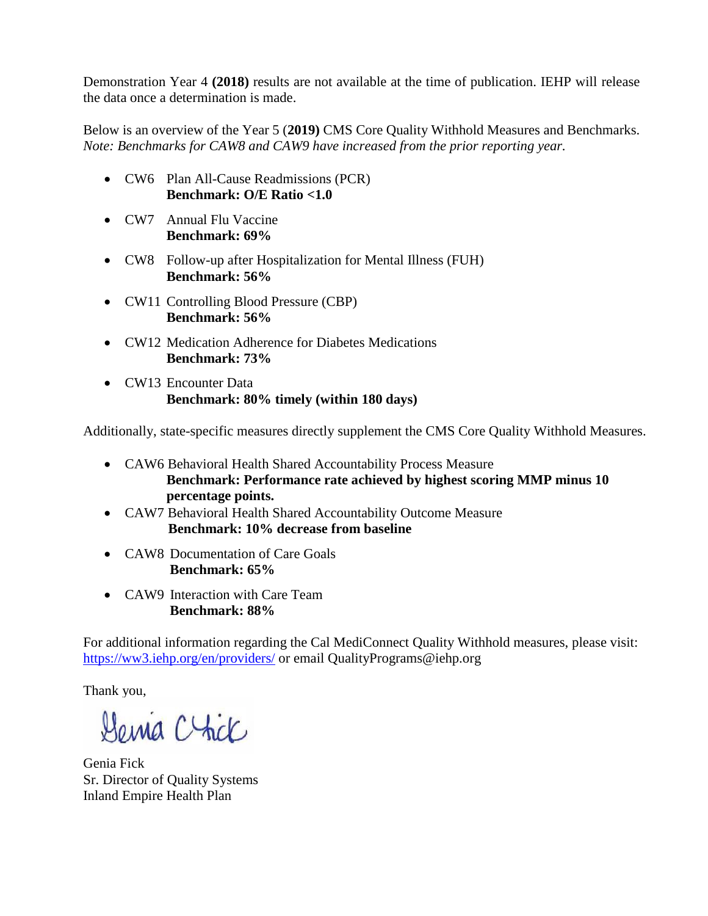Demonstration Year 4 **(2018)** results are not available at the time of publication. IEHP will release the data once a determination is made.

Below is an overview of the Year 5 (**2019)** CMS Core Quality Withhold Measures and Benchmarks. *Note: Benchmarks for CAW8 and CAW9 have increased from the prior reporting year.*

- CW6 Plan All-Cause Readmissions (PCR)
  **Benchmark: O/E Ratio <1.0**
- CW7 Annual Flu Vaccine
  **Benchmark: 69%**
- CW8 Follow-up after Hospitalization for Mental Illness (FUH)
  **Benchmark: 56%**
- CW11 Controlling Blood Pressure (CBP)
  **Benchmark: 56%**
- CW12 Medication Adherence for Diabetes Medications
  **Benchmark: 73%**
- CW13 Encounter Data
  **Benchmark: 80% timely (within 180 days)**

Additionally, state-specific measures directly supplement the CMS Core Quality Withhold Measures.

- CAW6 Behavioral Health Shared Accountability Process Measure
  **Benchmark: Performance rate achieved by highest scoring MMP minus 10 percentage points.**
- CAW7 Behavioral Health Shared Accountability Outcome Measure
  **Benchmark: 10% decrease from baseline**
- CAW8 Documentation of Care Goals
  **Benchmark: 65%**
- CAW9 Interaction with Care Team
  **Benchmark: 88%**

For additional information regarding the Cal MediConnect Quality Withhold measures, please visit: https://ww3.iehp.org/en/providers/ or email QualityPrograms@iehp.org

Thank you,

Genia Fick

Genia Fick
Sr. Director of Quality Systems
Inland Empire Health Plan